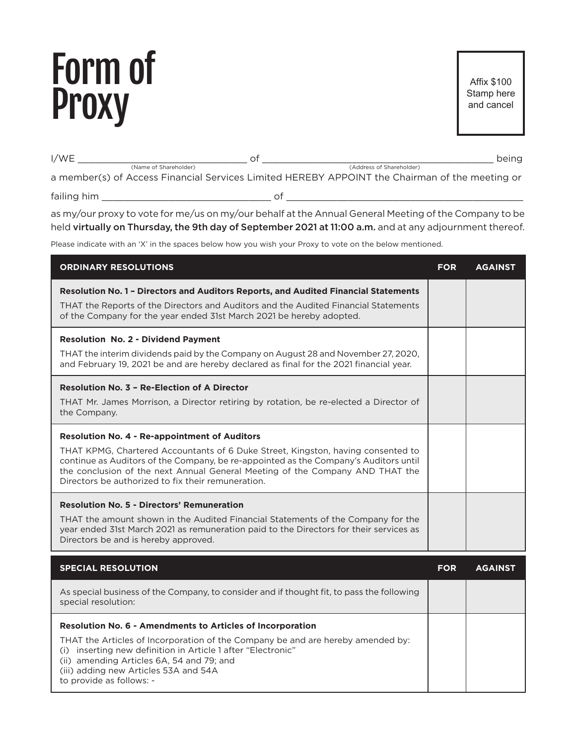# Form of Proxy

Affix $100 Stamp here and cancel

I/WE ________________________________ of ____________________________________________ being
(Name of Shareholder) (Address of Shareholder)

a member(s) of Access Financial Services Limited HEREBY APPOINT the Chairman of the meeting or

failing him ________________________________ of ____________________________________________

as my/our proxy to vote for me/us on my/our behalf at the Annual General Meeting of the Company to be held **virtually on Thursday, the 9th day of September 2021 at 11:00 a.m.** and at any adjournment thereof.

Please indicate with an 'X' in the spaces below how you wish your Proxy to vote on the below mentioned.

| ORDINARY RESOLUTIONS | FOR | AGAINST |
| --- | --- | --- |
| **Resolution No. 1 – Directors and Auditors Reports, and Audited Financial Statements**<br>THAT the Reports of the Directors and Auditors and the Audited Financial Statements of the Company for the year ended 31st March 2021 be hereby adopted. | | |
| **Resolution No. 2 - Dividend Payment**<br>THAT the interim dividends paid by the Company on August 28 and November 27, 2020, and February 19, 2021 be and are hereby declared as final for the 2021 financial year. | | |
| **Resolution No. 3 – Re-Election of A Director**<br>THAT Mr. James Morrison, a Director retiring by rotation, be re-elected a Director of the Company. | | |
| **Resolution No. 4 - Re-appointment of Auditors**<br>THAT KPMG, Chartered Accountants of 6 Duke Street, Kingston, having consented to continue as Auditors of the Company, be re-appointed as the Company's Auditors until the conclusion of the next Annual General Meeting of the Company AND THAT the Directors be authorized to fix their remuneration. | | |
| **Resolution No. 5 - Directors' Remuneration**<br>THAT the amount shown in the Audited Financial Statements of the Company for the year ended 31st March 2021 as remuneration paid to the Directors for their services as Directors be and is hereby approved. | | |

| SPECIAL RESOLUTION | FOR | AGAINST |
| --- | --- | --- |
| As special business of the Company, to consider and if thought fit, to pass the following special resolution: | | |
| **Resolution No. 6 - Amendments to Articles of Incorporation**<br>THAT the Articles of Incorporation of the Company be and are hereby amended by:<br>(i) inserting new definition in Article 1 after "Electronic"<br>(ii) amending Articles 6A, 54 and 79; and<br>(iii) adding new Articles 53A and 54A<br>to provide as follows: - | | |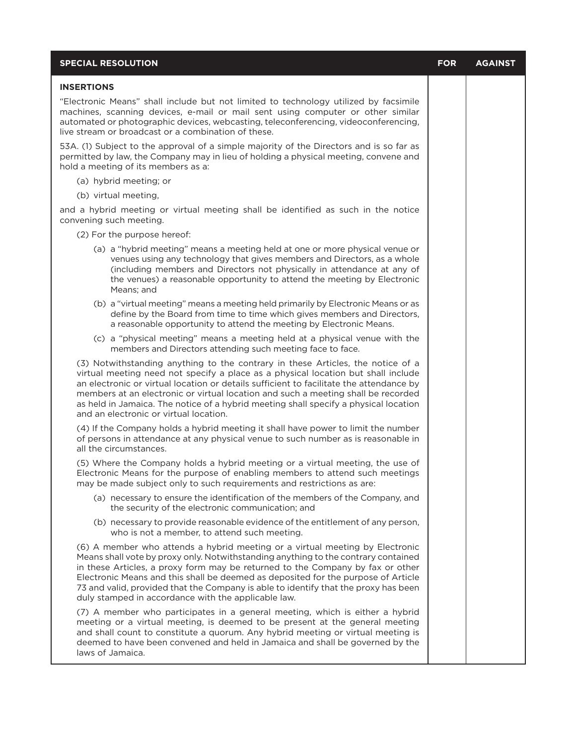| SPECIAL RESOLUTION | FOR | AGAINST |
|---|---|---|
| **INSERTIONS**<br><br>"Electronic Means" shall include but not limited to technology utilized by facsimile machines, scanning devices, e-mail or mail sent using computer or other similar automated or photographic devices, webcasting, teleconferencing, videoconferencing, live stream or broadcast or a combination of these.<br><br>53A. (1) Subject to the approval of a simple majority of the Directors and is so far as permitted by law, the Company may in lieu of holding a physical meeting, convene and hold a meeting of its members as a:<br><br>(a) hybrid meeting; or<br><br>(b) virtual meeting,<br><br>and a hybrid meeting or virtual meeting shall be identified as such in the notice convening such meeting.<br><br>(2) For the purpose hereof:<br><br>(a) a "hybrid meeting" means a meeting held at one or more physical venue or venues using any technology that gives members and Directors, as a whole (including members and Directors not physically in attendance at any of the venues) a reasonable opportunity to attend the meeting by Electronic Means; and<br><br>(b) a "virtual meeting" means a meeting held primarily by Electronic Means or as define by the Board from time to time which gives members and Directors, a reasonable opportunity to attend the meeting by Electronic Means.<br><br>(c) a "physical meeting" means a meeting held at a physical venue with the members and Directors attending such meeting face to face.<br><br>(3) Notwithstanding anything to the contrary in these Articles, the notice of a virtual meeting need not specify a place as a physical location but shall include an electronic or virtual location or details sufficient to facilitate the attendance by members at an electronic or virtual location and such a meeting shall be recorded as held in Jamaica. The notice of a hybrid meeting shall specify a physical location and an electronic or virtual location.<br><br>(4) If the Company holds a hybrid meeting it shall have power to limit the number of persons in attendance at any physical venue to such number as is reasonable in all the circumstances.<br><br>(5) Where the Company holds a hybrid meeting or a virtual meeting, the use of Electronic Means for the purpose of enabling members to attend such meetings may be made subject only to such requirements and restrictions as are:<br><br>(a) necessary to ensure the identification of the members of the Company, and the security of the electronic communication; and<br><br>(b) necessary to provide reasonable evidence of the entitlement of any person, who is not a member, to attend such meeting.<br><br>(6) A member who attends a hybrid meeting or a virtual meeting by Electronic Means shall vote by proxy only. Notwithstanding anything to the contrary contained in these Articles, a proxy form may be returned to the Company by fax or other Electronic Means and this shall be deemed as deposited for the purpose of Article 73 and valid, provided that the Company is able to identify that the proxy has been duly stamped in accordance with the applicable law.<br><br>(7) A member who participates in a general meeting, which is either a hybrid meeting or a virtual meeting, is deemed to be present at the general meeting and shall count to constitute a quorum. Any hybrid meeting or virtual meeting is deemed to have been convened and held in Jamaica and shall be governed by the laws of Jamaica. | | |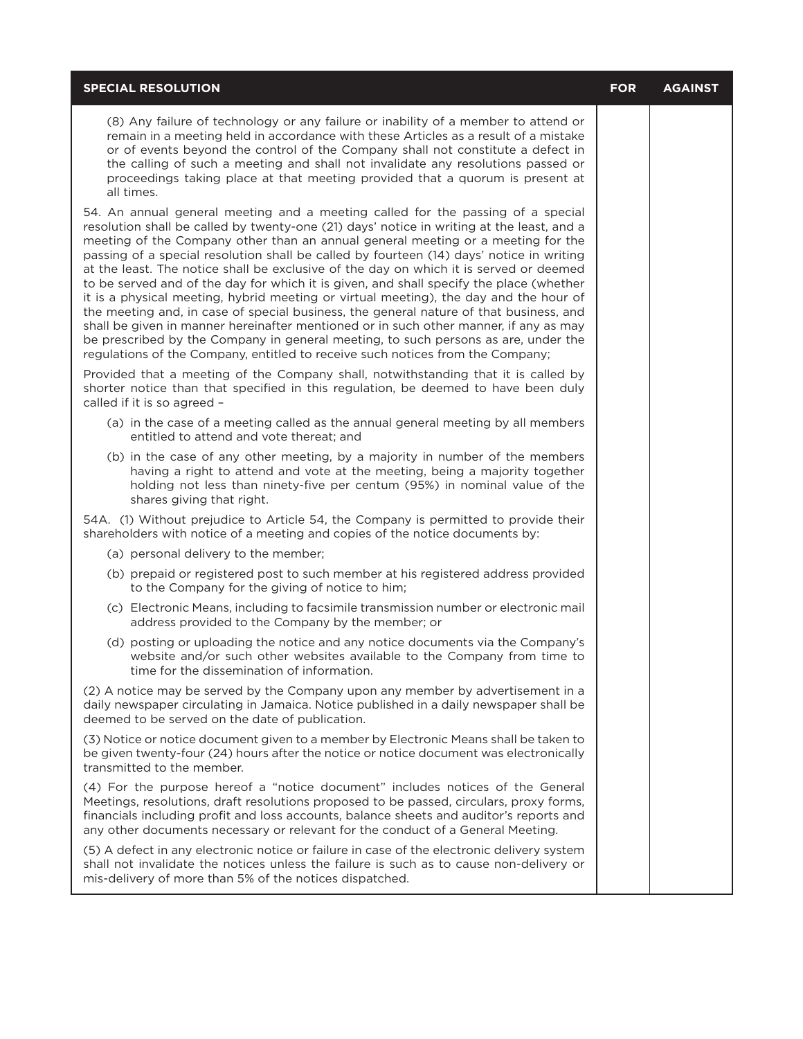| SPECIAL RESOLUTION | FOR | AGAINST |
|---|---|---|
| (8) Any failure of technology or any failure or inability of a member to attend or remain in a meeting held in accordance with these Articles as a result of a mistake or of events beyond the control of the Company shall not constitute a defect in the calling of such a meeting and shall not invalidate any resolutions passed or proceedings taking place at that meeting provided that a quorum is present at all times.<br><br>54. An annual general meeting and a meeting called for the passing of a special resolution shall be called by twenty-one (21) days' notice in writing at the least, and a meeting of the Company other than an annual general meeting or a meeting for the passing of a special resolution shall be called by fourteen (14) days' notice in writing at the least. The notice shall be exclusive of the day on which it is served or deemed to be served and of the day for which it is given, and shall specify the place (whether it is a physical meeting, hybrid meeting or virtual meeting), the day and the hour of the meeting and, in case of special business, the general nature of that business, and shall be given in manner hereinafter mentioned or in such other manner, if any as may be prescribed by the Company in general meeting, to such persons as are, under the regulations of the Company, entitled to receive such notices from the Company;<br><br>Provided that a meeting of the Company shall, notwithstanding that it is called by shorter notice than that specified in this regulation, be deemed to have been duly called if it is so agreed –<br><br>(a) in the case of a meeting called as the annual general meeting by all members entitled to attend and vote thereat; and<br><br>(b) in the case of any other meeting, by a majority in number of the members having a right to attend and vote at the meeting, being a majority together holding not less than ninety-five per centum (95%) in nominal value of the shares giving that right.<br><br>54A. (1) Without prejudice to Article 54, the Company is permitted to provide their shareholders with notice of a meeting and copies of the notice documents by:<br><br>(a) personal delivery to the member;<br><br>(b) prepaid or registered post to such member at his registered address provided to the Company for the giving of notice to him;<br><br>(c) Electronic Means, including to facsimile transmission number or electronic mail address provided to the Company by the member; or<br><br>(d) posting or uploading the notice and any notice documents via the Company's website and/or such other websites available to the Company from time to time for the dissemination of information.<br><br>(2) A notice may be served by the Company upon any member by advertisement in a daily newspaper circulating in Jamaica. Notice published in a daily newspaper shall be deemed to be served on the date of publication.<br><br>(3) Notice or notice document given to a member by Electronic Means shall be taken to be given twenty-four (24) hours after the notice or notice document was electronically transmitted to the member.<br><br>(4) For the purpose hereof a "notice document" includes notices of the General Meetings, resolutions, draft resolutions proposed to be passed, circulars, proxy forms, financials including profit and loss accounts, balance sheets and auditor's reports and any other documents necessary or relevant for the conduct of a General Meeting.<br><br>(5) A defect in any electronic notice or failure in case of the electronic delivery system shall not invalidate the notices unless the failure is such as to cause non-delivery or mis-delivery of more than 5% of the notices dispatched. | | |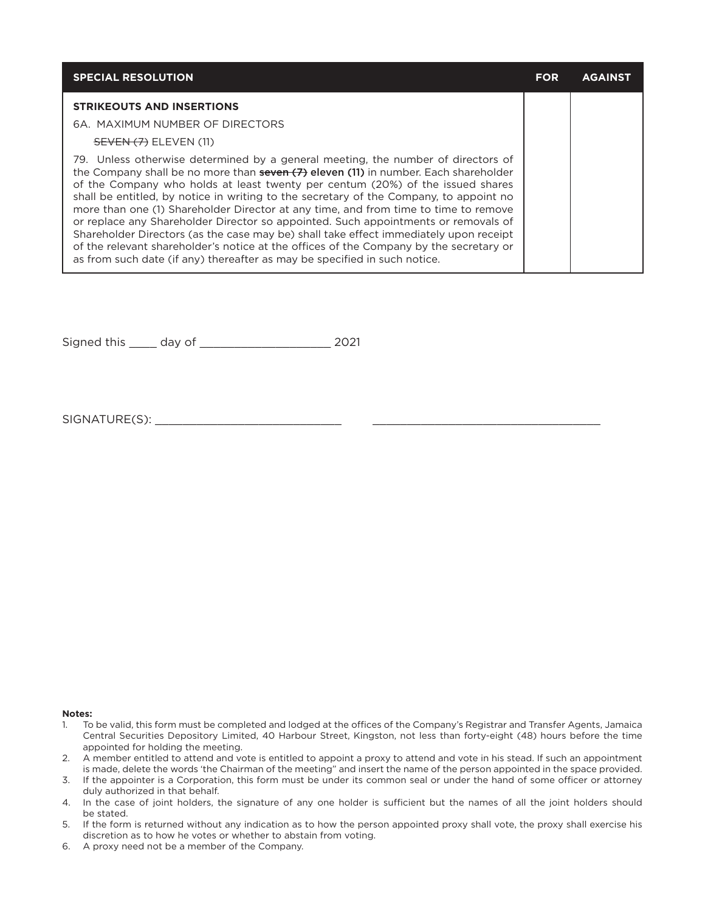| SPECIAL RESOLUTION | FOR | AGAINST |
|---|---|---|
| **STRIKEOUTS AND INSERTIONS**<br>6A. MAXIMUM NUMBER OF DIRECTORS<br>~~SEVEN (7)~~ ELEVEN (11)<br>79. Unless otherwise determined by a general meeting, the number of directors of the Company shall be no more than ~~seven (7)~~ **eleven (11)** in number. Each shareholder of the Company who holds at least twenty per centum (20%) of the issued shares shall be entitled, by notice in writing to the secretary of the Company, to appoint no more than one (1) Shareholder Director at any time, and from time to time to remove or replace any Shareholder Director so appointed. Such appointments or removals of Shareholder Directors (as the case may be) shall take effect immediately upon receipt of the relevant shareholder's notice at the offices of the Company by the secretary or as from such date (if any) thereafter as may be specified in such notice. | | |

Signed this _____ day of _____________________ 2021

SIGNATURE(S): ______________________________ ____________________________________

**Notes:**

1. To be valid, this form must be completed and lodged at the offices of the Company's Registrar and Transfer Agents, Jamaica Central Securities Depository Limited, 40 Harbour Street, Kingston, not less than forty-eight (48) hours before the time appointed for holding the meeting.
2. A member entitled to attend and vote is entitled to appoint a proxy to attend and vote in his stead. If such an appointment is made, delete the words 'the Chairman of the meeting" and insert the name of the person appointed in the space provided.
3. If the appointer is a Corporation, this form must be under its common seal or under the hand of some officer or attorney duly authorized in that behalf.
4. In the case of joint holders, the signature of any one holder is sufficient but the names of all the joint holders should be stated.
5. If the form is returned without any indication as to how the person appointed proxy shall vote, the proxy shall exercise his discretion as to how he votes or whether to abstain from voting.
6. A proxy need not be a member of the Company.